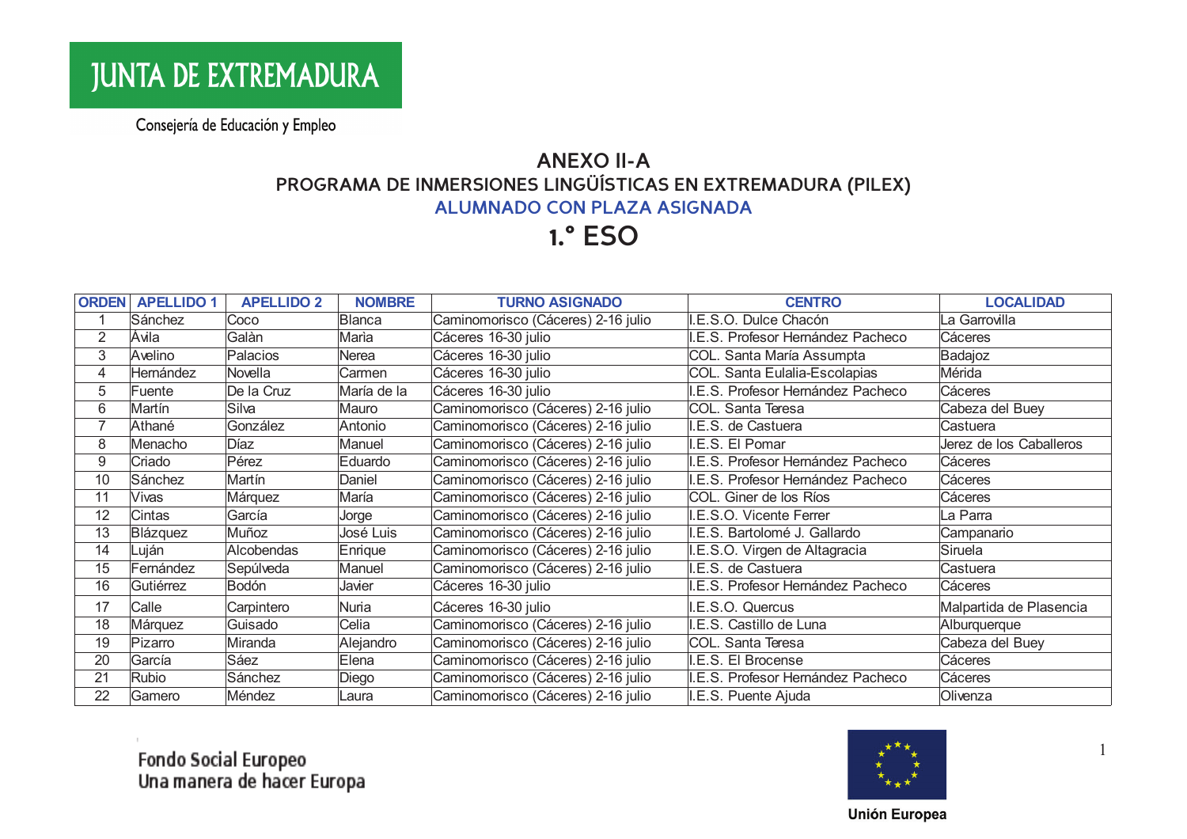JUNTA DE EXTREMADURA

Consejería de Educación y Empleo

# ANEXO II-A

## PROGRAMA DE INMERSIONES LINGÜÍSTICAS EN EXTREMADURA (PILEX)

## ALUMNADO CON PLAZA ASIGNADA

# 1.º ESO

| ORDEN | APELLIDO 1 | APELLIDO 2 | NOMBRE | TURNO ASIGNADO | CENTRO | LOCALIDAD |
|---|---|---|---|---|---|---|
| 1 | Sánchez | Coco | Blanca | Caminomorisco (Cáceres) 2-16 julio | I.E.S.O. Dulce Chacón | La Garrovilla |
| 2 | Ávila | Galàn | Maria | Cáceres 16-30 julio | I.E.S. Profesor Hernández Pacheco | Cáceres |
| 3 | Avelino | Palacios | Nerea | Cáceres 16-30 julio | COL. Santa María Assumpta | Badajoz |
| 4 | Hernández | Novella | Carmen | Cáceres 16-30 julio | COL. Santa Eulalia-Escolapias | Mérida |
| 5 | Fuente | De la Cruz | María de la | Cáceres 16-30 julio | I.E.S. Profesor Hernández Pacheco | Cáceres |
| 6 | Martín | Silva | Mauro | Caminomorisco (Cáceres) 2-16 julio | COL. Santa Teresa | Cabeza del Buey |
| 7 | Athané | González | Antonio | Caminomorisco (Cáceres) 2-16 julio | I.E.S. de Castuera | Castuera |
| 8 | Menacho | Díaz | Manuel | Caminomorisco (Cáceres) 2-16 julio | I.E.S. El Pomar | Jerez de los Caballeros |
| 9 | Criado | Pérez | Eduardo | Caminomorisco (Cáceres) 2-16 julio | I.E.S. Profesor Hernández Pacheco | Cáceres |
| 10 | Sánchez | Martín | Daniel | Caminomorisco (Cáceres) 2-16 julio | I.E.S. Profesor Hernández Pacheco | Cáceres |
| 11 | Vivas | Márquez | María | Caminomorisco (Cáceres) 2-16 julio | COL. Giner de los Ríos | Cáceres |
| 12 | Cintas | García | Jorge | Caminomorisco (Cáceres) 2-16 julio | I.E.S.O. Vicente Ferrer | La Parra |
| 13 | Blázquez | Muñoz | José Luis | Caminomorisco (Cáceres) 2-16 julio | I.E.S. Bartolomé J. Gallardo | Campanario |
| 14 | Luján | Alcobendas | Enrique | Caminomorisco (Cáceres) 2-16 julio | I.E.S.O. Virgen de Altagracia | Siruela |
| 15 | Fernández | Sepúlveda | Manuel | Caminomorisco (Cáceres) 2-16 julio | I.E.S. de Castuera | Castuera |
| 16 | Gutiérrez | Bodón | Javier | Cáceres 16-30 julio | I.E.S. Profesor Hernández Pacheco | Cáceres |
| 17 | Calle | Carpintero | Nuria | Cáceres 16-30 julio | I.E.S.O. Quercus | Malpartida de Plasencia |
| 18 | Márquez | Guisado | Celia | Caminomorisco (Cáceres) 2-16 julio | I.E.S. Castillo de Luna | Alburquerque |
| 19 | Pizarro | Miranda | Alejandro | Caminomorisco (Cáceres) 2-16 julio | COL. Santa Teresa | Cabeza del Buey |
| 20 | García | Sáez | Elena | Caminomorisco (Cáceres) 2-16 julio | I.E.S. El Brocense | Cáceres |
| 21 | Rubio | Sánchez | Diego | Caminomorisco (Cáceres) 2-16 julio | I.E.S. Profesor Hernández Pacheco | Cáceres |
| 22 | Gamero | Méndez | Laura | Caminomorisco (Cáceres) 2-16 julio | I.E.S. Puente Ajuda | Olivenza |

Fondo Social Europeo
Una manera de hacer Europa

Unión Europea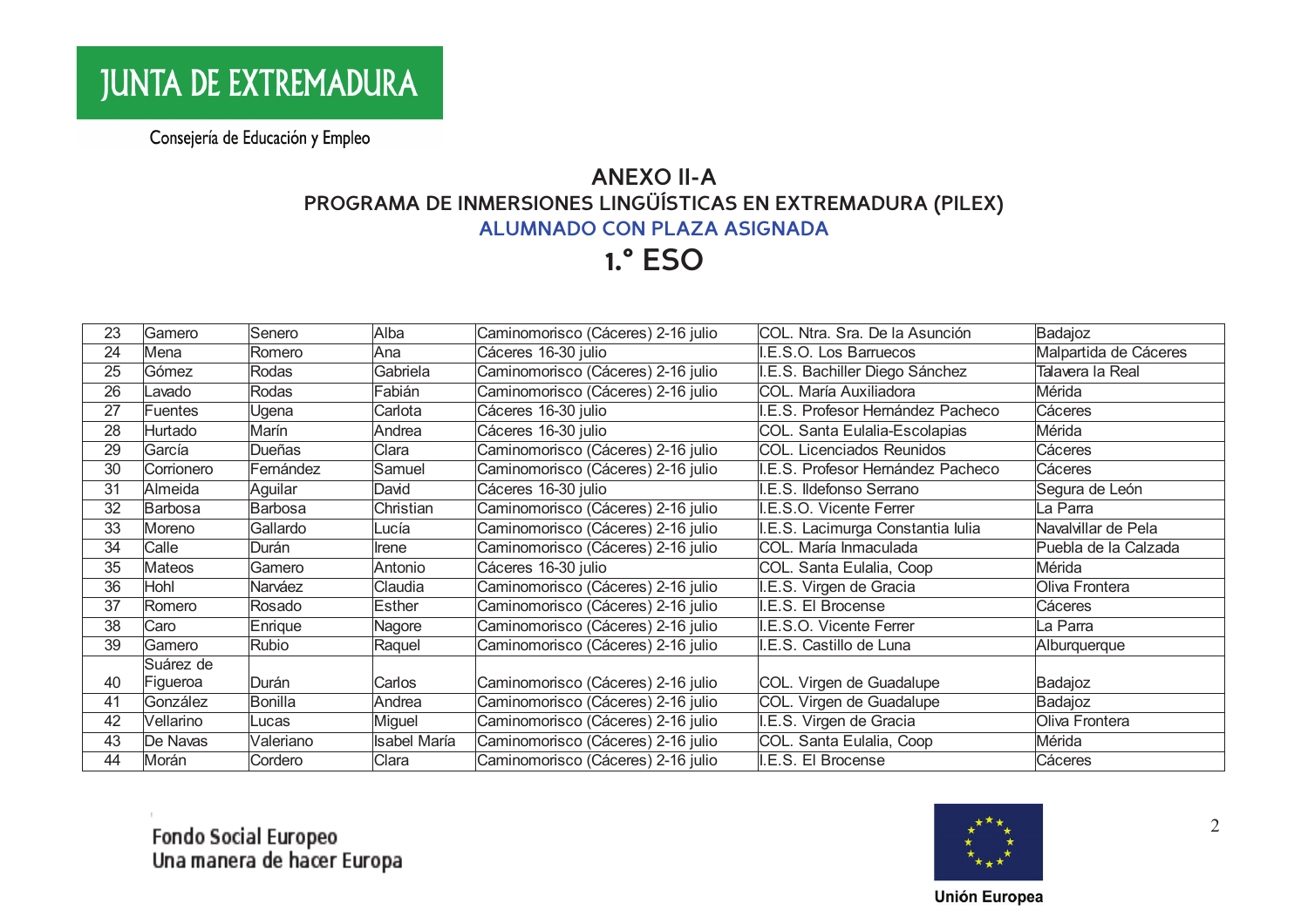JUNTA DE EXTREMADURA

Consejería de Educación y Empleo

## ANEXO II-A

### PROGRAMA DE INMERSIONES LINGÜÍSTICAS EN EXTREMADURA (PILEX)

### ALUMNADO CON PLAZA ASIGNADA

## 1.º ESO

| | | | | | | |
|---|---|---|---|---|---|---|
| 23 | Gamero | Senero | Alba | Caminomorisco (Cáceres) 2-16 julio | COL. Ntra. Sra. De la Asunción | Badajoz |
| 24 | Mena | Romero | Ana | Cáceres 16-30 julio | I.E.S.O. Los Barruecos | Malpartida de Cáceres |
| 25 | Gómez | Rodas | Gabriela | Caminomorisco (Cáceres) 2-16 julio | I.E.S. Bachiller Diego Sánchez | Talavera la Real |
| 26 | Lavado | Rodas | Fabián | Caminomorisco (Cáceres) 2-16 julio | COL. María Auxiliadora | Mérida |
| 27 | Fuentes | Ugena | Carlota | Cáceres 16-30 julio | I.E.S. Profesor Hernández Pacheco | Cáceres |
| 28 | Hurtado | Marín | Andrea | Cáceres 16-30 julio | COL. Santa Eulalia-Escolapias | Mérida |
| 29 | García | Dueñas | Clara | Caminomorisco (Cáceres) 2-16 julio | COL. Licenciados Reunidos | Cáceres |
| 30 | Corrionero | Fernández | Samuel | Caminomorisco (Cáceres) 2-16 julio | I.E.S. Profesor Hernández Pacheco | Cáceres |
| 31 | Almeida | Aguilar | David | Cáceres 16-30 julio | I.E.S. Ildefonso Serrano | Segura de León |
| 32 | Barbosa | Barbosa | Christian | Caminomorisco (Cáceres) 2-16 julio | I.E.S.O. Vicente Ferrer | La Parra |
| 33 | Moreno | Gallardo | Lucía | Caminomorisco (Cáceres) 2-16 julio | I.E.S. Lacimurga Constantia Iulia | Navalvillar de Pela |
| 34 | Calle | Durán | Irene | Caminomorisco (Cáceres) 2-16 julio | COL. María Inmaculada | Puebla de la Calzada |
| 35 | Mateos | Gamero | Antonio | Cáceres 16-30 julio | COL. Santa Eulalia, Coop | Mérida |
| 36 | Hohl | Narváez | Claudia | Caminomorisco (Cáceres) 2-16 julio | I.E.S. Virgen de Gracia | Oliva Frontera |
| 37 | Romero | Rosado | Esther | Caminomorisco (Cáceres) 2-16 julio | I.E.S. El Brocense | Cáceres |
| 38 | Caro | Enrique | Nagore | Caminomorisco (Cáceres) 2-16 julio | I.E.S.O. Vicente Ferrer | La Parra |
| 39 | Gamero | Rubio | Raquel | Caminomorisco (Cáceres) 2-16 julio | I.E.S. Castillo de Luna | Alburquerque |
| 40 | Suárez de Figueroa | Durán | Carlos | Caminomorisco (Cáceres) 2-16 julio | COL. Virgen de Guadalupe | Badajoz |
| 41 | González | Bonilla | Andrea | Caminomorisco (Cáceres) 2-16 julio | COL. Virgen de Guadalupe | Badajoz |
| 42 | Vellarino | Lucas | Miguel | Caminomorisco (Cáceres) 2-16 julio | I.E.S. Virgen de Gracia | Oliva Frontera |
| 43 | De Navas | Valeriano | Isabel María | Caminomorisco (Cáceres) 2-16 julio | COL. Santa Eulalia, Coop | Mérida |
| 44 | Morán | Cordero | Clara | Caminomorisco (Cáceres) 2-16 julio | I.E.S. El Brocense | Cáceres |

Fondo Social Europeo
Una manera de hacer Europa

Unión Europea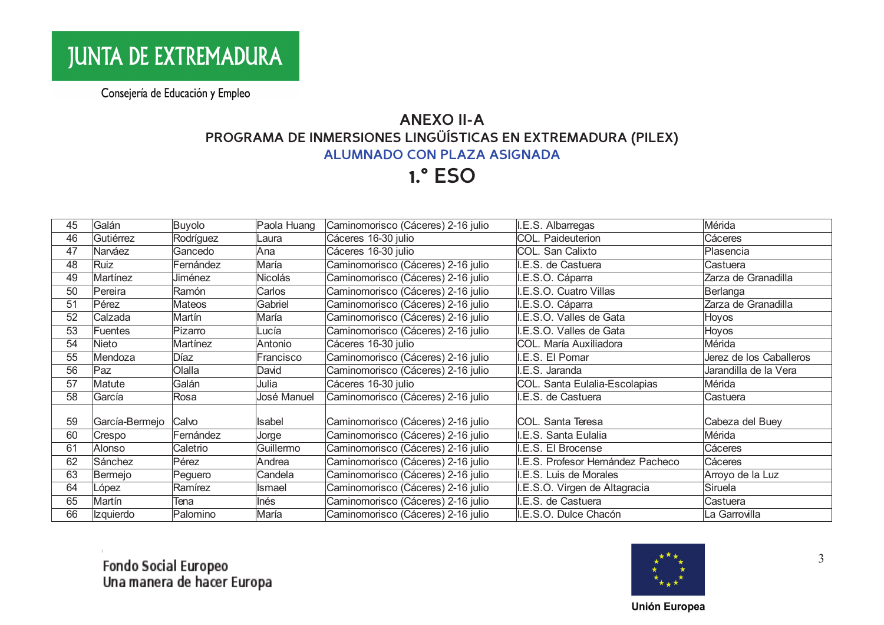JUNTA DE EXTREMADURA

Consejería de Educación y Empleo

# ANEXO II-A

## PROGRAMA DE INMERSIONES LINGÜÍSTICAS EN EXTREMADURA (PILEX)

### ALUMNADO CON PLAZA ASIGNADA

# 1.º ESO

| | | | | | | |
|---|---|---|---|---|---|---|
| 45 | Galán | Buyolo | Paola Huang | Caminomorisco (Cáceres) 2-16 julio | I.E.S. Albarregas | Mérida |
| 46 | Gutiérrez | Rodríguez | Laura | Cáceres 16-30 julio | COL. Paideuterion | Cáceres |
| 47 | Narváez | Gancedo | Ana | Cáceres 16-30 julio | COL. San Calixto | Plasencia |
| 48 | Ruiz | Fernández | María | Caminomorisco (Cáceres) 2-16 julio | I.E.S. de Castuera | Castuera |
| 49 | Martínez | Jiménez | Nicolás | Caminomorisco (Cáceres) 2-16 julio | I.E.S.O. Cáparra | Zarza de Granadilla |
| 50 | Pereira | Ramón | Carlos | Caminomorisco (Cáceres) 2-16 julio | I.E.S.O. Cuatro Villas | Berlanga |
| 51 | Pérez | Mateos | Gabriel | Caminomorisco (Cáceres) 2-16 julio | I.E.S.O. Cáparra | Zarza de Granadilla |
| 52 | Calzada | Martín | María | Caminomorisco (Cáceres) 2-16 julio | I.E.S.O. Valles de Gata | Hoyos |
| 53 | Fuentes | Pizarro | Lucía | Caminomorisco (Cáceres) 2-16 julio | I.E.S.O. Valles de Gata | Hoyos |
| 54 | Nieto | Martínez | Antonio | Cáceres 16-30 julio | COL. María Auxiliadora | Mérida |
| 55 | Mendoza | Díaz | Francisco | Caminomorisco (Cáceres) 2-16 julio | I.E.S. El Pomar | Jerez de los Caballeros |
| 56 | Paz | Olalla | David | Caminomorisco (Cáceres) 2-16 julio | I.E.S. Jaranda | Jarandilla de la Vera |
| 57 | Matute | Galán | Julia | Cáceres 16-30 julio | COL. Santa Eulalia-Escolapias | Mérida |
| 58 | García | Rosa | José Manuel | Caminomorisco (Cáceres) 2-16 julio | I.E.S. de Castuera | Castuera |
| 59 | García-Bermejo | Calvo | Isabel | Caminomorisco (Cáceres) 2-16 julio | COL. Santa Teresa | Cabeza del Buey |
| 60 | Crespo | Fernández | Jorge | Caminomorisco (Cáceres) 2-16 julio | I.E.S. Santa Eulalia | Mérida |
| 61 | Alonso | Caletrio | Guillermo | Caminomorisco (Cáceres) 2-16 julio | I.E.S. El Brocense | Cáceres |
| 62 | Sánchez | Pérez | Andrea | Caminomorisco (Cáceres) 2-16 julio | I.E.S. Profesor Hernández Pacheco | Cáceres |
| 63 | Bermejo | Peguero | Candela | Caminomorisco (Cáceres) 2-16 julio | I.E.S. Luis de Morales | Arroyo de la Luz |
| 64 | López | Ramírez | Ismael | Caminomorisco (Cáceres) 2-16 julio | I.E.S.O. Virgen de Altagracia | Siruela |
| 65 | Martín | Tena | Inés | Caminomorisco (Cáceres) 2-16 julio | I.E.S. de Castuera | Castuera |
| 66 | Izquierdo | Palomino | María | Caminomorisco (Cáceres) 2-16 julio | I.E.S.O. Dulce Chacón | La Garrovilla |

Fondo Social Europeo
Una manera de hacer Europa

Unión Europea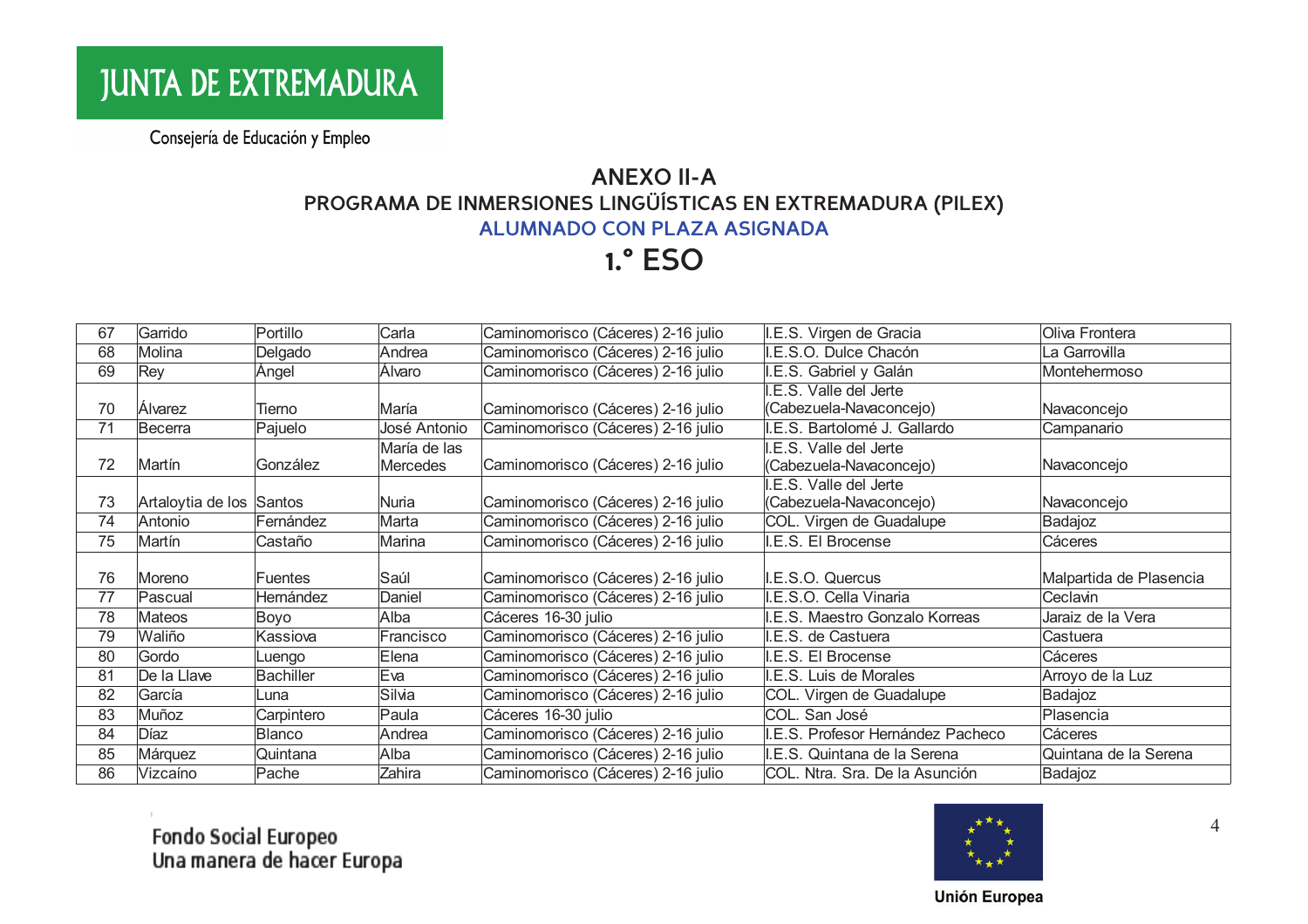JUNTA DE EXTREMADURA

Consejería de Educación y Empleo

## ANEXO II-A

### PROGRAMA DE INMERSIONES LINGÜÍSTICAS EN EXTREMADURA (PILEX)

### ALUMNADO CON PLAZA ASIGNADA

# 1.º ESO

| | | | | | | |
|---|---|---|---|---|---|---|
| 67 | Garrido | Portillo | Carla | Caminomorisco (Cáceres) 2-16 julio | I.E.S. Virgen de Gracia | Oliva Frontera |
| 68 | Molina | Delgado | Andrea | Caminomorisco (Cáceres) 2-16 julio | I.E.S.O. Dulce Chacón | La Garrovilla |
| 69 | Rey | Ángel | Álvaro | Caminomorisco (Cáceres) 2-16 julio | I.E.S. Gabriel y Galán | Montehermoso |
| 70 | Álvarez | Tierno | María | Caminomorisco (Cáceres) 2-16 julio | I.E.S. Valle del Jerte (Cabezuela-Navaconcejo) | Navaconcejo |
| 71 | Becerra | Pajuelo | José Antonio | Caminomorisco (Cáceres) 2-16 julio | I.E.S. Bartolomé J. Gallardo | Campanario |
| 72 | Martín | González | María de las Mercedes | Caminomorisco (Cáceres) 2-16 julio | I.E.S. Valle del Jerte (Cabezuela-Navaconcejo) | Navaconcejo |
| 73 | Artaloytia de los | Santos | Nuria | Caminomorisco (Cáceres) 2-16 julio | I.E.S. Valle del Jerte (Cabezuela-Navaconcejo) | Navaconcejo |
| 74 | Antonio | Fernández | Marta | Caminomorisco (Cáceres) 2-16 julio | COL. Virgen de Guadalupe | Badajoz |
| 75 | Martín | Castaño | Marina | Caminomorisco (Cáceres) 2-16 julio | I.E.S. El Brocense | Cáceres |
| 76 | Moreno | Fuentes | Saúl | Caminomorisco (Cáceres) 2-16 julio | I.E.S.O. Quercus | Malpartida de Plasencia |
| 77 | Pascual | Hernández | Daniel | Caminomorisco (Cáceres) 2-16 julio | I.E.S.O. Cella Vinaria | Ceclavin |
| 78 | Mateos | Boyo | Alba | Cáceres 16-30 julio | I.E.S. Maestro Gonzalo Korreas | Jaraiz de la Vera |
| 79 | Waliño | Kassiova | Francisco | Caminomorisco (Cáceres) 2-16 julio | I.E.S. de Castuera | Castuera |
| 80 | Gordo | Luengo | Elena | Caminomorisco (Cáceres) 2-16 julio | I.E.S. El Brocense | Cáceres |
| 81 | De la Llave | Bachiller | Eva | Caminomorisco (Cáceres) 2-16 julio | I.E.S. Luis de Morales | Arroyo de la Luz |
| 82 | García | Luna | Silvia | Caminomorisco (Cáceres) 2-16 julio | COL. Virgen de Guadalupe | Badajoz |
| 83 | Muñoz | Carpintero | Paula | Cáceres 16-30 julio | COL. San José | Plasencia |
| 84 | Díaz | Blanco | Andrea | Caminomorisco (Cáceres) 2-16 julio | I.E.S. Profesor Hernández Pacheco | Cáceres |
| 85 | Márquez | Quintana | Alba | Caminomorisco (Cáceres) 2-16 julio | I.E.S. Quintana de la Serena | Quintana de la Serena |
| 86 | Vizcaíno | Pache | Zahira | Caminomorisco (Cáceres) 2-16 julio | COL. Ntra. Sra. De la Asunción | Badajoz |

Fondo Social Europeo
Una manera de hacer Europa

Unión Europea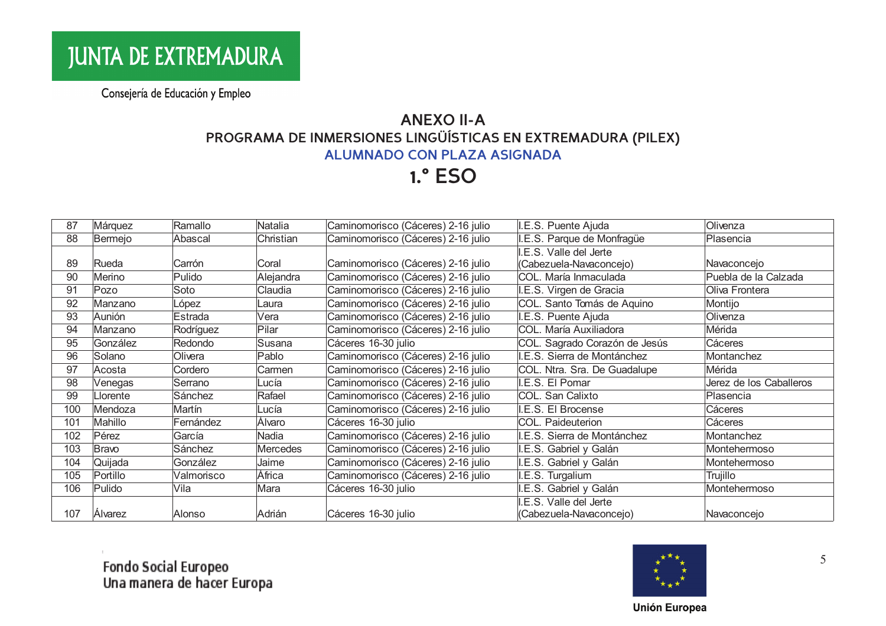JUNTA DE EXTREMADURA

Consejería de Educación y Empleo

# ANEXO II-A

## PROGRAMA DE INMERSIONES LINGÜÍSTICAS EN EXTREMADURA (PILEX)

### ALUMNADO CON PLAZA ASIGNADA

## 1.º ESO

| | | | | | | |
|---|---|---|---|---|---|---|
| 87 | Márquez | Ramallo | Natalia | Caminomorisco (Cáceres) 2-16 julio | I.E.S. Puente Ajuda | Olivenza |
| 88 | Bermejo | Abascal | Christian | Caminomorisco (Cáceres) 2-16 julio | I.E.S. Parque de Monfragüe | Plasencia |
| 89 | Rueda | Carrón | Coral | Caminomorisco (Cáceres) 2-16 julio | I.E.S. Valle del Jerte (Cabezuela-Navaconcejo) | Navaconcejo |
| 90 | Merino | Pulido | Alejandra | Caminomorisco (Cáceres) 2-16 julio | COL. María Inmaculada | Puebla de la Calzada |
| 91 | Pozo | Soto | Claudia | Caminomorisco (Cáceres) 2-16 julio | I.E.S. Virgen de Gracia | Oliva Frontera |
| 92 | Manzano | López | Laura | Caminomorisco (Cáceres) 2-16 julio | COL. Santo Tomás de Aquino | Montijo |
| 93 | Aunión | Estrada | Vera | Caminomorisco (Cáceres) 2-16 julio | I.E.S. Puente Ajuda | Olivenza |
| 94 | Manzano | Rodríguez | Pilar | Caminomorisco (Cáceres) 2-16 julio | COL. María Auxiliadora | Mérida |
| 95 | González | Redondo | Susana | Cáceres 16-30 julio | COL. Sagrado Corazón de Jesús | Cáceres |
| 96 | Solano | Olivera | Pablo | Caminomorisco (Cáceres) 2-16 julio | I.E.S. Sierra de Montánchez | Montanchez |
| 97 | Acosta | Cordero | Carmen | Caminomorisco (Cáceres) 2-16 julio | COL. Ntra. Sra. De Guadalupe | Mérida |
| 98 | Venegas | Serrano | Lucía | Caminomorisco (Cáceres) 2-16 julio | I.E.S. El Pomar | Jerez de los Caballeros |
| 99 | Llorente | Sánchez | Rafael | Caminomorisco (Cáceres) 2-16 julio | COL. San Calixto | Plasencia |
| 100 | Mendoza | Martín | Lucía | Caminomorisco (Cáceres) 2-16 julio | I.E.S. El Brocense | Cáceres |
| 101 | Mahillo | Fernández | Álvaro | Cáceres 16-30 julio | COL. Paideuterion | Cáceres |
| 102 | Pérez | García | Nadia | Caminomorisco (Cáceres) 2-16 julio | I.E.S. Sierra de Montánchez | Montanchez |
| 103 | Bravo | Sánchez | Mercedes | Caminomorisco (Cáceres) 2-16 julio | I.E.S. Gabriel y Galán | Montehermoso |
| 104 | Quijada | González | Jaime | Caminomorisco (Cáceres) 2-16 julio | I.E.S. Gabriel y Galán | Montehermoso |
| 105 | Portillo | Valmorisco | África | Caminomorisco (Cáceres) 2-16 julio | I.E.S. Turgalium | Trujillo |
| 106 | Pulido | Vila | Mara | Cáceres 16-30 julio | I.E.S. Gabriel y Galán | Montehermoso |
| 107 | Álvarez | Alonso | Adrián | Cáceres 16-30 julio | I.E.S. Valle del Jerte (Cabezuela-Navaconcejo) | Navaconcejo |

Fondo Social Europeo
Una manera de hacer Europa

Unión Europea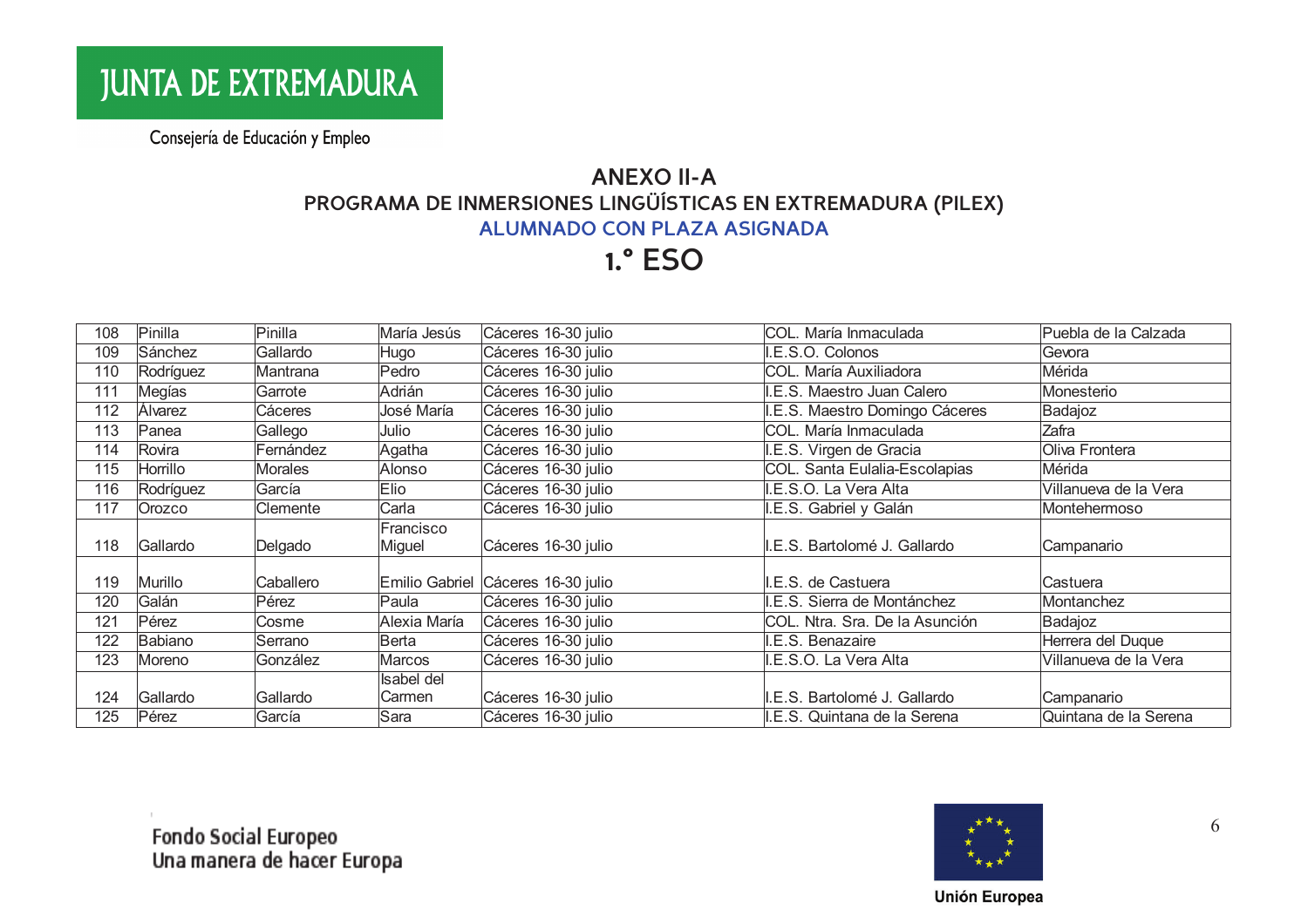JUNTA DE EXTREMADURA

Consejería de Educación y Empleo

## ANEXO II-A
### PROGRAMA DE INMERSIONES LINGÜÍSTICAS EN EXTREMADURA (PILEX)
### ALUMNADO CON PLAZA ASIGNADA
## 1.° ESO

| | | | | | | |
|---|---|---|---|---|---|---|
| 108 | Pinilla | Pinilla | María Jesús | Cáceres 16-30 julio | COL. María Inmaculada | Puebla de la Calzada |
| 109 | Sánchez | Gallardo | Hugo | Cáceres 16-30 julio | I.E.S.O. Colonos | Gevora |
| 110 | Rodríguez | Mantrana | Pedro | Cáceres 16-30 julio | COL. María Auxiliadora | Mérida |
| 111 | Megías | Garrote | Adrián | Cáceres 16-30 julio | I.E.S. Maestro Juan Calero | Monesterio |
| 112 | Álvarez | Cáceres | José María | Cáceres 16-30 julio | I.E.S. Maestro Domingo Cáceres | Badajoz |
| 113 | Panea | Gallego | Julio | Cáceres 16-30 julio | COL. María Inmaculada | Zafra |
| 114 | Rovira | Fernández | Agatha | Cáceres 16-30 julio | I.E.S. Virgen de Gracia | Oliva Frontera |
| 115 | Horrillo | Morales | Alonso | Cáceres 16-30 julio | COL. Santa Eulalia-Escolapias | Mérida |
| 116 | Rodríguez | García | Elio | Cáceres 16-30 julio | I.E.S.O. La Vera Alta | Villanueva de la Vera |
| 117 | Orozco | Clemente | Carla | Cáceres 16-30 julio | I.E.S. Gabriel y Galán | Montehermoso |
| 118 | Gallardo | Delgado | Francisco Miguel | Cáceres 16-30 julio | I.E.S. Bartolomé J. Gallardo | Campanario |
| 119 | Murillo | Caballero | Emilio Gabriel | Cáceres 16-30 julio | I.E.S. de Castuera | Castuera |
| 120 | Galán | Pérez | Paula | Cáceres 16-30 julio | I.E.S. Sierra de Montánchez | Montanchez |
| 121 | Pérez | Cosme | Alexia María | Cáceres 16-30 julio | COL. Ntra. Sra. De la Asunción | Badajoz |
| 122 | Babiano | Serrano | Berta | Cáceres 16-30 julio | I.E.S. Benazaire | Herrera del Duque |
| 123 | Moreno | González | Marcos | Cáceres 16-30 julio | I.E.S.O. La Vera Alta | Villanueva de la Vera |
| 124 | Gallardo | Gallardo | Isabel del Carmen | Cáceres 16-30 julio | I.E.S. Bartolomé J. Gallardo | Campanario |
| 125 | Pérez | García | Sara | Cáceres 16-30 julio | I.E.S. Quintana de la Serena | Quintana de la Serena |

Fondo Social Europeo
Una manera de hacer Europa

Unión Europea